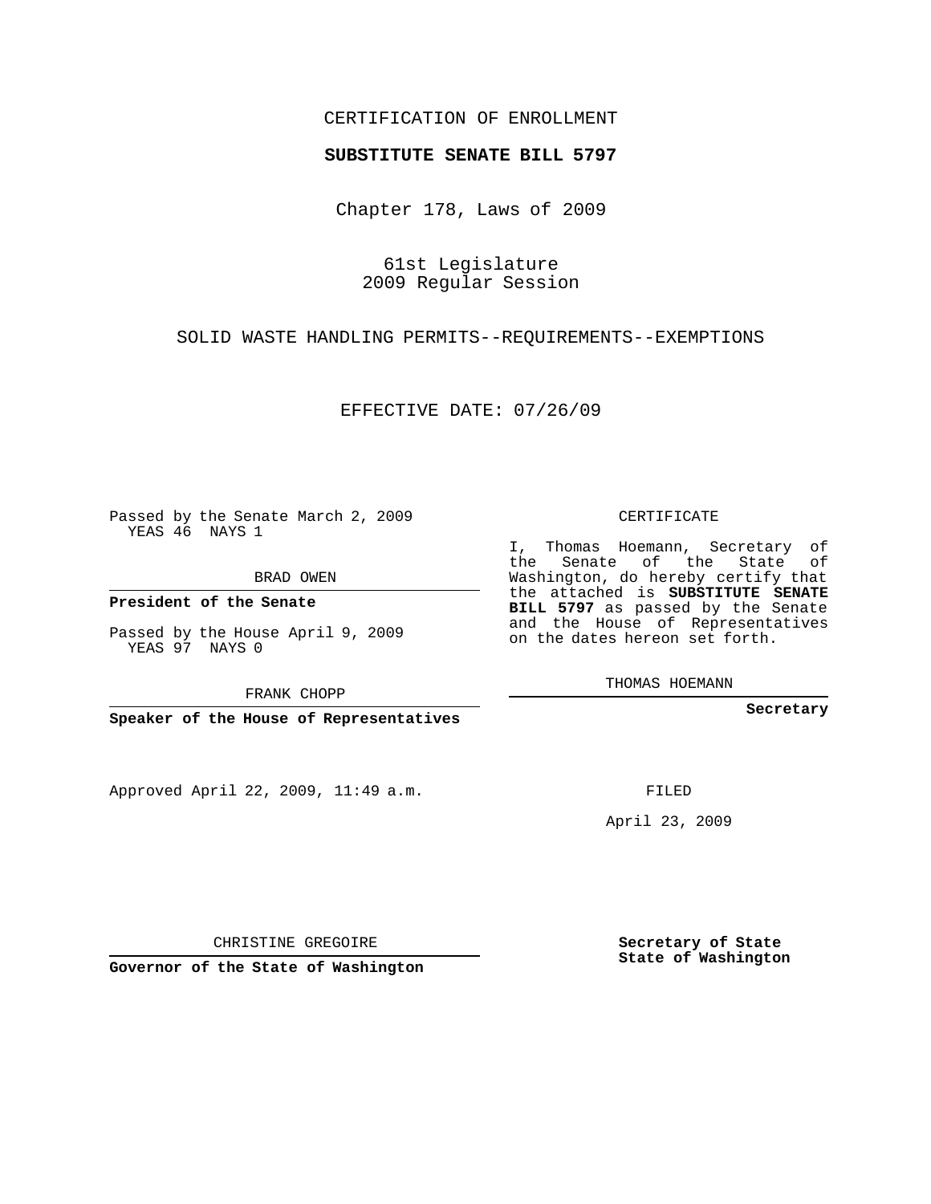CERTIFICATION OF ENROLLMENT

**SUBSTITUTE SENATE BILL 5797**

Chapter 178, Laws of 2009

61st Legislature
2009 Regular Session

SOLID WASTE HANDLING PERMITS--REQUIREMENTS--EXEMPTIONS

EFFECTIVE DATE: 07/26/09

Passed by the Senate March 2, 2009
YEAS 46 NAYS 1

BRAD OWEN

**President of the Senate**

Passed by the House April 9, 2009
YEAS 97 NAYS 0

FRANK CHOPP

**Speaker of the House of Representatives**

Approved April 22, 2009, 11:49 a.m.

CHRISTINE GREGOIRE

**Governor of the State of Washington**

CERTIFICATE

I, Thomas Hoemann, Secretary of the Senate of the State of Washington, do hereby certify that the attached is **SUBSTITUTE SENATE BILL 5797** as passed by the Senate and the House of Representatives on the dates hereon set forth.

THOMAS HOEMANN

**Secretary**

FILED

April 23, 2009

**Secretary of State**
**State of Washington**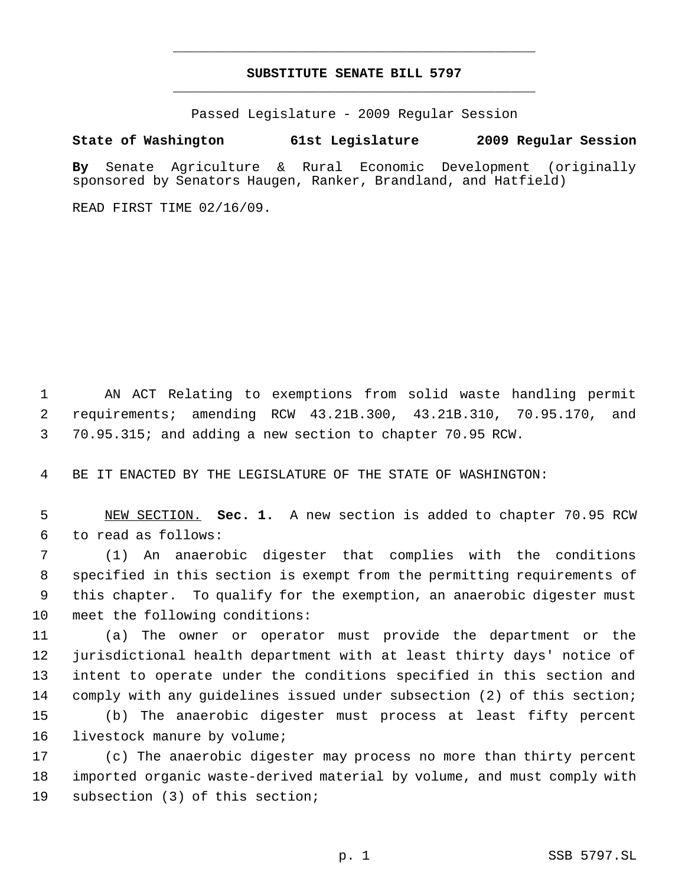**SUBSTITUTE SENATE BILL 5797**

Passed Legislature - 2009 Regular Session

**State of Washington 61st Legislature 2009 Regular Session**

**By** Senate Agriculture & Rural Economic Development (originally sponsored by Senators Haugen, Ranker, Brandland, and Hatfield)

READ FIRST TIME 02/16/09.

AN ACT Relating to exemptions from solid waste handling permit requirements; amending RCW 43.21B.300, 43.21B.310, 70.95.170, and 70.95.315; and adding a new section to chapter 70.95 RCW.

BE IT ENACTED BY THE LEGISLATURE OF THE STATE OF WASHINGTON:

NEW SECTION. **Sec. 1.** A new section is added to chapter 70.95 RCW to read as follows:

(1) An anaerobic digester that complies with the conditions specified in this section is exempt from the permitting requirements of this chapter. To qualify for the exemption, an anaerobic digester must meet the following conditions:

(a) The owner or operator must provide the department or the jurisdictional health department with at least thirty days' notice of intent to operate under the conditions specified in this section and comply with any guidelines issued under subsection (2) of this section;

(b) The anaerobic digester must process at least fifty percent livestock manure by volume;

(c) The anaerobic digester may process no more than thirty percent imported organic waste-derived material by volume, and must comply with subsection (3) of this section;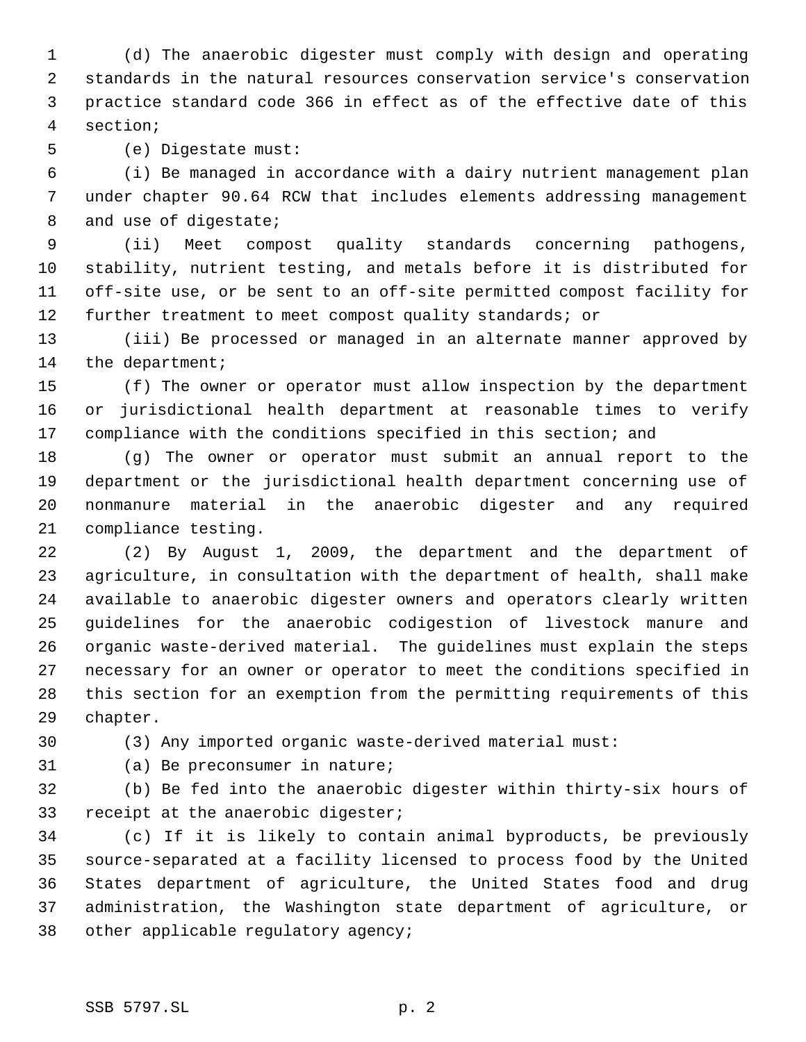(d) The anaerobic digester must comply with design and operating standards in the natural resources conservation service's conservation practice standard code 366 in effect as of the effective date of this section;

(e) Digestate must:

(i) Be managed in accordance with a dairy nutrient management plan under chapter 90.64 RCW that includes elements addressing management and use of digestate;

(ii) Meet compost quality standards concerning pathogens, stability, nutrient testing, and metals before it is distributed for off-site use, or be sent to an off-site permitted compost facility for further treatment to meet compost quality standards; or

(iii) Be processed or managed in an alternate manner approved by the department;

(f) The owner or operator must allow inspection by the department or jurisdictional health department at reasonable times to verify compliance with the conditions specified in this section; and

(g) The owner or operator must submit an annual report to the department or the jurisdictional health department concerning use of nonmanure material in the anaerobic digester and any required compliance testing.

(2) By August 1, 2009, the department and the department of agriculture, in consultation with the department of health, shall make available to anaerobic digester owners and operators clearly written guidelines for the anaerobic codigestion of livestock manure and organic waste-derived material. The guidelines must explain the steps necessary for an owner or operator to meet the conditions specified in this section for an exemption from the permitting requirements of this chapter.

(3) Any imported organic waste-derived material must:

(a) Be preconsumer in nature;

(b) Be fed into the anaerobic digester within thirty-six hours of receipt at the anaerobic digester;

(c) If it is likely to contain animal byproducts, be previously source-separated at a facility licensed to process food by the United States department of agriculture, the United States food and drug administration, the Washington state department of agriculture, or other applicable regulatory agency;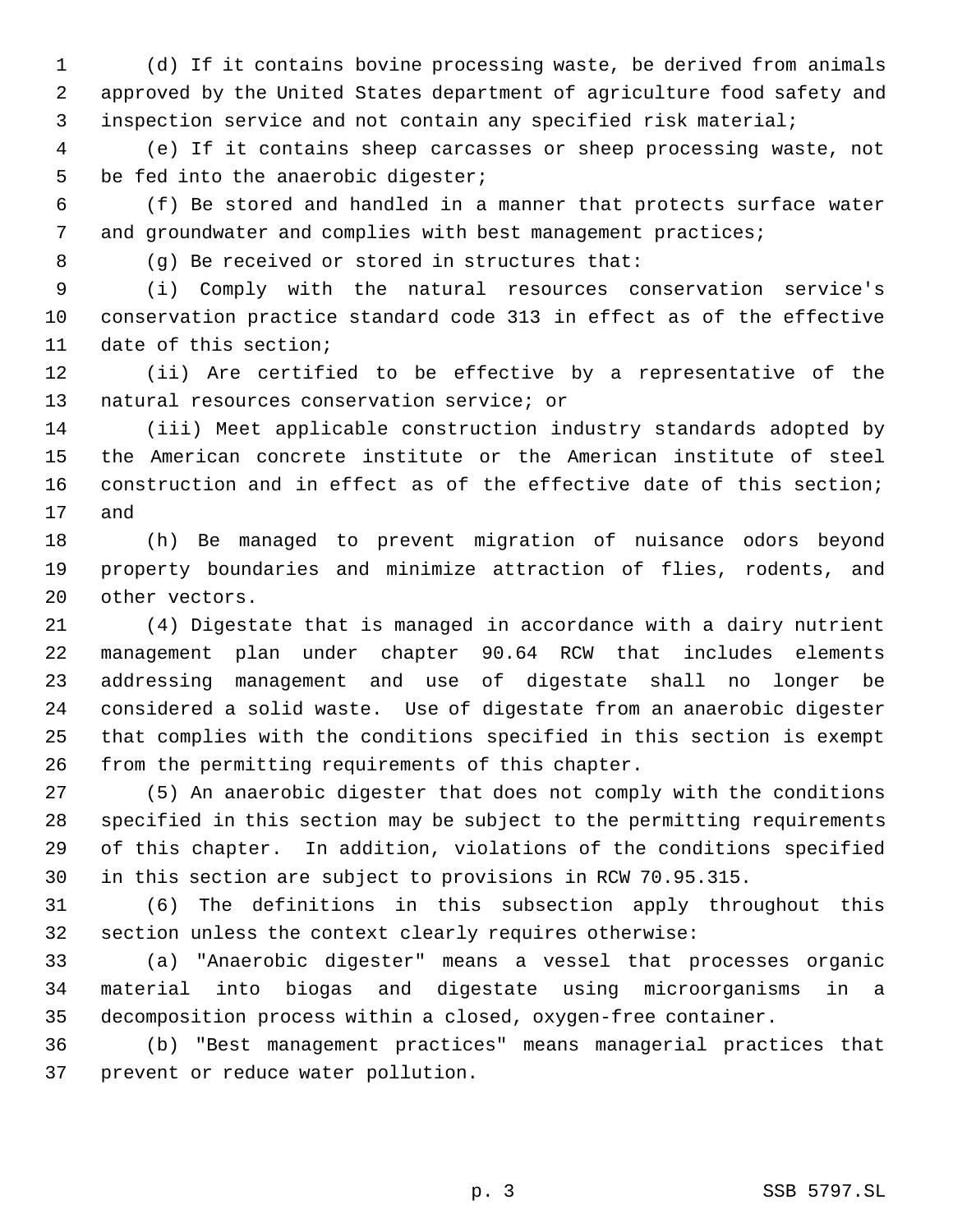(d) If it contains bovine processing waste, be derived from animals approved by the United States department of agriculture food safety and inspection service and not contain any specified risk material;

(e) If it contains sheep carcasses or sheep processing waste, not be fed into the anaerobic digester;

(f) Be stored and handled in a manner that protects surface water and groundwater and complies with best management practices;

(g) Be received or stored in structures that:

(i) Comply with the natural resources conservation service's conservation practice standard code 313 in effect as of the effective date of this section;

(ii) Are certified to be effective by a representative of the natural resources conservation service; or

(iii) Meet applicable construction industry standards adopted by the American concrete institute or the American institute of steel construction and in effect as of the effective date of this section; and

(h) Be managed to prevent migration of nuisance odors beyond property boundaries and minimize attraction of flies, rodents, and other vectors.

(4) Digestate that is managed in accordance with a dairy nutrient management plan under chapter 90.64 RCW that includes elements addressing management and use of digestate shall no longer be considered a solid waste. Use of digestate from an anaerobic digester that complies with the conditions specified in this section is exempt from the permitting requirements of this chapter.

(5) An anaerobic digester that does not comply with the conditions specified in this section may be subject to the permitting requirements of this chapter. In addition, violations of the conditions specified in this section are subject to provisions in RCW 70.95.315.

(6) The definitions in this subsection apply throughout this section unless the context clearly requires otherwise:

(a) "Anaerobic digester" means a vessel that processes organic material into biogas and digestate using microorganisms in a decomposition process within a closed, oxygen-free container.

(b) "Best management practices" means managerial practices that prevent or reduce water pollution.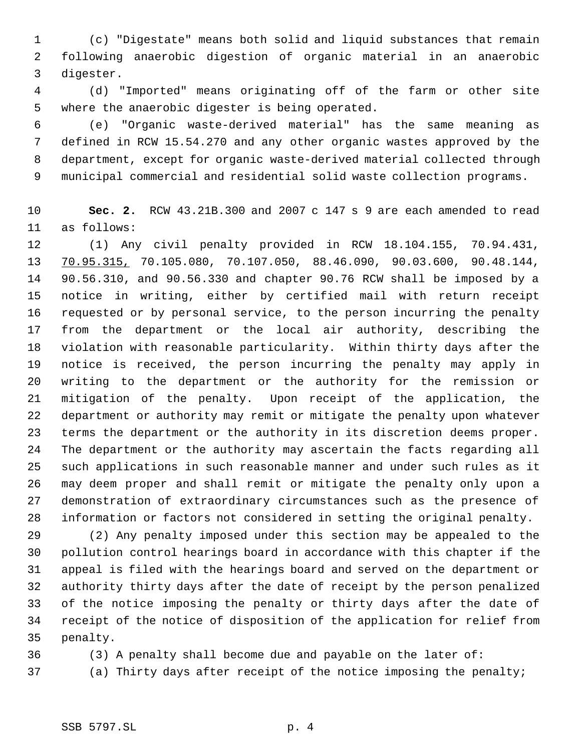(c) "Digestate" means both solid and liquid substances that remain following anaerobic digestion of organic material in an anaerobic digester.

(d) "Imported" means originating off of the farm or other site where the anaerobic digester is being operated.

(e) "Organic waste-derived material" has the same meaning as defined in RCW 15.54.270 and any other organic wastes approved by the department, except for organic waste-derived material collected through municipal commercial and residential solid waste collection programs.

**Sec. 2.** RCW 43.21B.300 and 2007 c 147 s 9 are each amended to read as follows:

(1) Any civil penalty provided in RCW 18.104.155, 70.94.431, <u>70.95.315,</u> 70.105.080, 70.107.050, 88.46.090, 90.03.600, 90.48.144, 90.56.310, and 90.56.330 and chapter 90.76 RCW shall be imposed by a notice in writing, either by certified mail with return receipt requested or by personal service, to the person incurring the penalty from the department or the local air authority, describing the violation with reasonable particularity. Within thirty days after the notice is received, the person incurring the penalty may apply in writing to the department or the authority for the remission or mitigation of the penalty. Upon receipt of the application, the department or authority may remit or mitigate the penalty upon whatever terms the department or the authority in its discretion deems proper. The department or the authority may ascertain the facts regarding all such applications in such reasonable manner and under such rules as it may deem proper and shall remit or mitigate the penalty only upon a demonstration of extraordinary circumstances such as the presence of information or factors not considered in setting the original penalty.

(2) Any penalty imposed under this section may be appealed to the pollution control hearings board in accordance with this chapter if the appeal is filed with the hearings board and served on the department or authority thirty days after the date of receipt by the person penalized of the notice imposing the penalty or thirty days after the date of receipt of the notice of disposition of the application for relief from penalty.

(3) A penalty shall become due and payable on the later of:

(a) Thirty days after receipt of the notice imposing the penalty;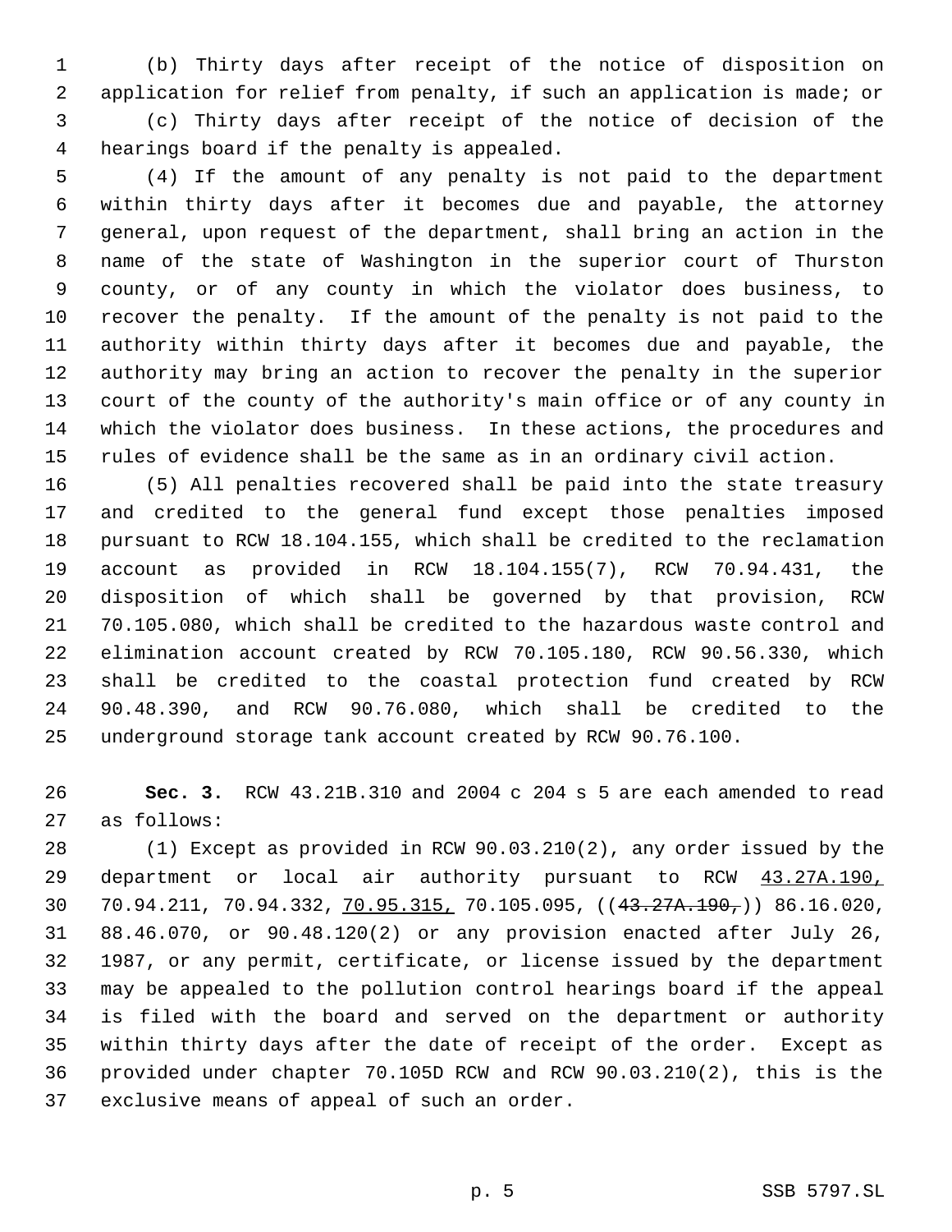(b) Thirty days after receipt of the notice of disposition on application for relief from penalty, if such an application is made; or

(c) Thirty days after receipt of the notice of decision of the hearings board if the penalty is appealed.

(4) If the amount of any penalty is not paid to the department within thirty days after it becomes due and payable, the attorney general, upon request of the department, shall bring an action in the name of the state of Washington in the superior court of Thurston county, or of any county in which the violator does business, to recover the penalty. If the amount of the penalty is not paid to the authority within thirty days after it becomes due and payable, the authority may bring an action to recover the penalty in the superior court of the county of the authority's main office or of any county in which the violator does business. In these actions, the procedures and rules of evidence shall be the same as in an ordinary civil action.

(5) All penalties recovered shall be paid into the state treasury and credited to the general fund except those penalties imposed pursuant to RCW 18.104.155, which shall be credited to the reclamation account as provided in RCW 18.104.155(7), RCW 70.94.431, the disposition of which shall be governed by that provision, RCW 70.105.080, which shall be credited to the hazardous waste control and elimination account created by RCW 70.105.180, RCW 90.56.330, which shall be credited to the coastal protection fund created by RCW 90.48.390, and RCW 90.76.080, which shall be credited to the underground storage tank account created by RCW 90.76.100.

**Sec. 3.** RCW 43.21B.310 and 2004 c 204 s 5 are each amended to read as follows:

(1) Except as provided in RCW 90.03.210(2), any order issued by the department or local air authority pursuant to RCW <u>43.27A.190,</u> 70.94.211, 70.94.332, <u>70.95.315,</u> 70.105.095, ((~~43.27A.190,~~)) 86.16.020, 88.46.070, or 90.48.120(2) or any provision enacted after July 26, 1987, or any permit, certificate, or license issued by the department may be appealed to the pollution control hearings board if the appeal is filed with the board and served on the department or authority within thirty days after the date of receipt of the order. Except as provided under chapter 70.105D RCW and RCW 90.03.210(2), this is the exclusive means of appeal of such an order.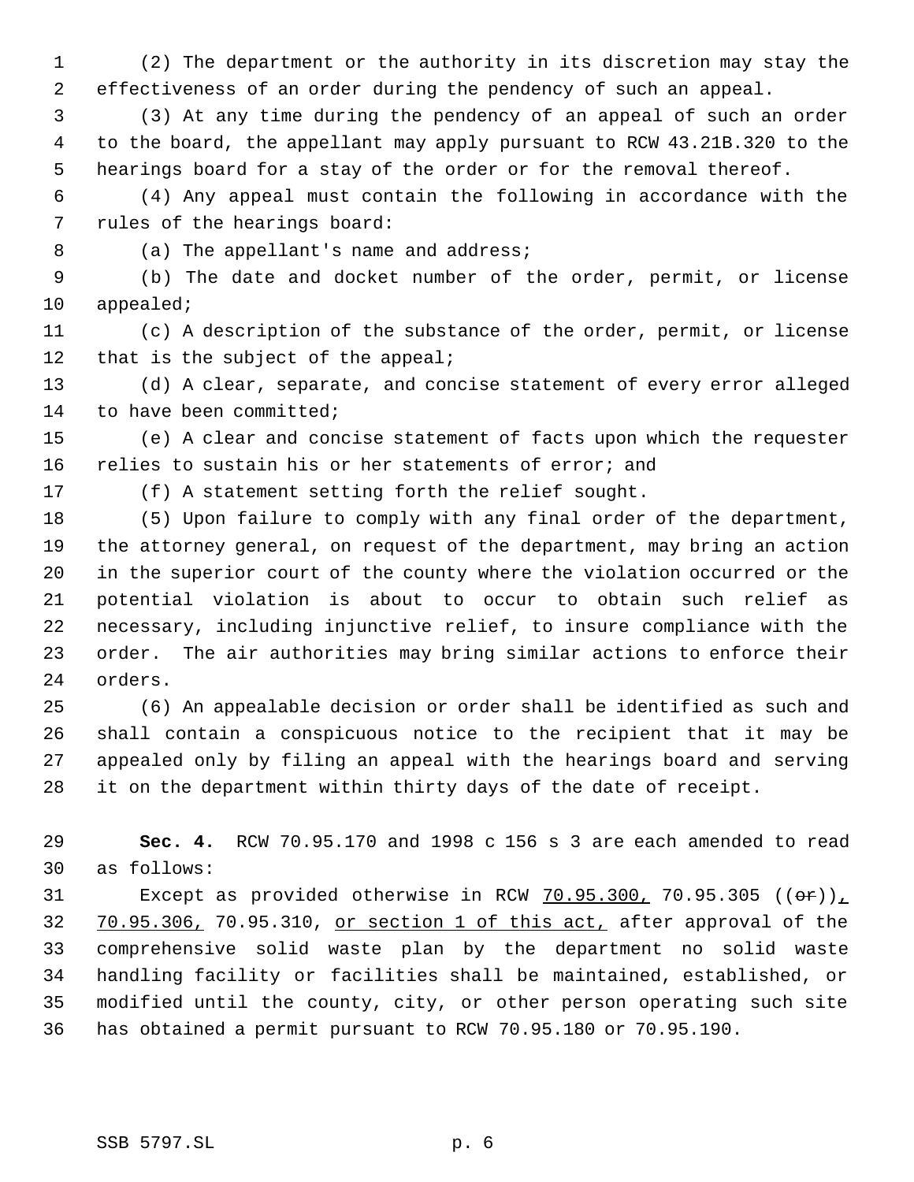(2) The department or the authority in its discretion may stay the effectiveness of an order during the pendency of such an appeal.

(3) At any time during the pendency of an appeal of such an order to the board, the appellant may apply pursuant to RCW 43.21B.320 to the hearings board for a stay of the order or for the removal thereof.

(4) Any appeal must contain the following in accordance with the rules of the hearings board:

(a) The appellant's name and address;

(b) The date and docket number of the order, permit, or license appealed;

(c) A description of the substance of the order, permit, or license that is the subject of the appeal;

(d) A clear, separate, and concise statement of every error alleged to have been committed;

(e) A clear and concise statement of facts upon which the requester relies to sustain his or her statements of error; and

(f) A statement setting forth the relief sought.

(5) Upon failure to comply with any final order of the department, the attorney general, on request of the department, may bring an action in the superior court of the county where the violation occurred or the potential violation is about to occur to obtain such relief as necessary, including injunctive relief, to insure compliance with the order. The air authorities may bring similar actions to enforce their orders.

(6) An appealable decision or order shall be identified as such and shall contain a conspicuous notice to the recipient that it may be appealed only by filing an appeal with the hearings board and serving it on the department within thirty days of the date of receipt.

**Sec. 4.** RCW 70.95.170 and 1998 c 156 s 3 are each amended to read as follows:

Except as provided otherwise in RCW 70.95.300, 70.95.305 ((~~or~~)), 70.95.306, 70.95.310, or section 1 of this act, after approval of the comprehensive solid waste plan by the department no solid waste handling facility or facilities shall be maintained, established, or modified until the county, city, or other person operating such site has obtained a permit pursuant to RCW 70.95.180 or 70.95.190.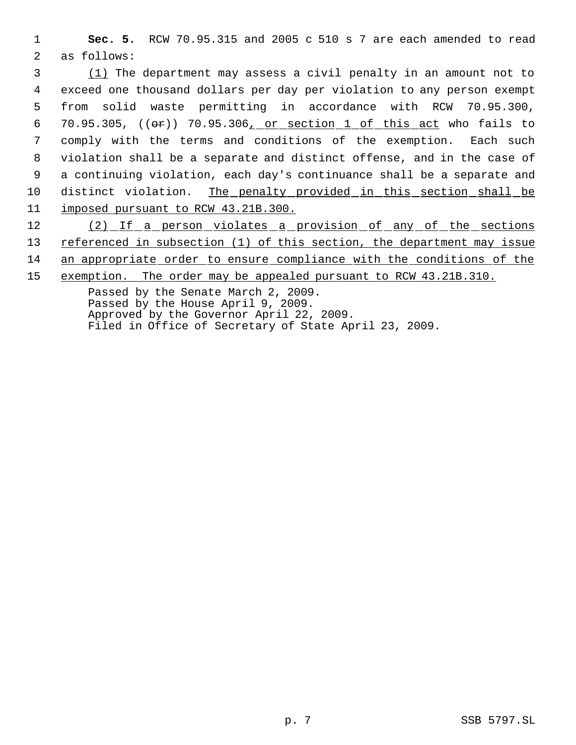**Sec. 5.** RCW 70.95.315 and 2005 c 510 s 7 are each amended to read as follows:

(1) The department may assess a civil penalty in an amount not to exceed one thousand dollars per day per violation to any person exempt from solid waste permitting in accordance with RCW 70.95.300, 70.95.305, ((or)) 70.95.306, or section 1 of this act who fails to comply with the terms and conditions of the exemption. Each such violation shall be a separate and distinct offense, and in the case of a continuing violation, each day's continuance shall be a separate and distinct violation. The penalty provided in this section shall be imposed pursuant to RCW 43.21B.300.

(2) If a person violates a provision of any of the sections referenced in subsection (1) of this section, the department may issue an appropriate order to ensure compliance with the conditions of the exemption. The order may be appealed pursuant to RCW 43.21B.310.

Passed by the Senate March 2, 2009.
Passed by the House April 9, 2009.
Approved by the Governor April 22, 2009.
Filed in Office of Secretary of State April 23, 2009.